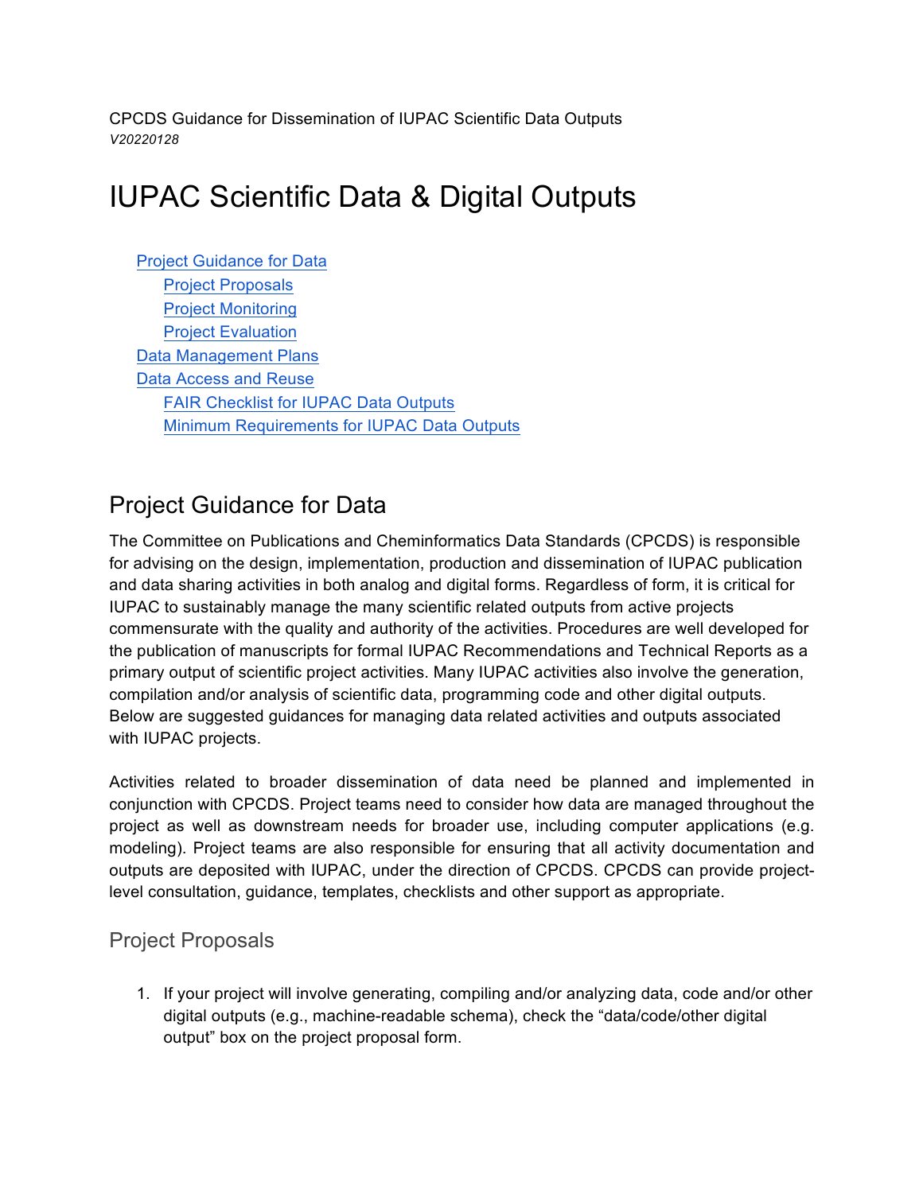CPCDS Guidance for Dissemination of IUPAC Scientific Data Outputs
*V20220128*

# IUPAC Scientific Data & Digital Outputs

- Project Guidance for Data
  - Project Proposals
  - Project Monitoring
  - Project Evaluation
- Data Management Plans
- Data Access and Reuse
  - FAIR Checklist for IUPAC Data Outputs
  - Minimum Requirements for IUPAC Data Outputs

## Project Guidance for Data

The Committee on Publications and Cheminformatics Data Standards (CPCDS) is responsible for advising on the design, implementation, production and dissemination of IUPAC publication and data sharing activities in both analog and digital forms. Regardless of form, it is critical for IUPAC to sustainably manage the many scientific related outputs from active projects commensurate with the quality and authority of the activities. Procedures are well developed for the publication of manuscripts for formal IUPAC Recommendations and Technical Reports as a primary output of scientific project activities. Many IUPAC activities also involve the generation, compilation and/or analysis of scientific data, programming code and other digital outputs. Below are suggested guidances for managing data related activities and outputs associated with IUPAC projects.

Activities related to broader dissemination of data need be planned and implemented in conjunction with CPCDS. Project teams need to consider how data are managed throughout the project as well as downstream needs for broader use, including computer applications (e.g. modeling). Project teams are also responsible for ensuring that all activity documentation and outputs are deposited with IUPAC, under the direction of CPCDS. CPCDS can provide project-level consultation, guidance, templates, checklists and other support as appropriate.

### Project Proposals

1. If your project will involve generating, compiling and/or analyzing data, code and/or other digital outputs (e.g., machine-readable schema), check the "data/code/other digital output" box on the project proposal form.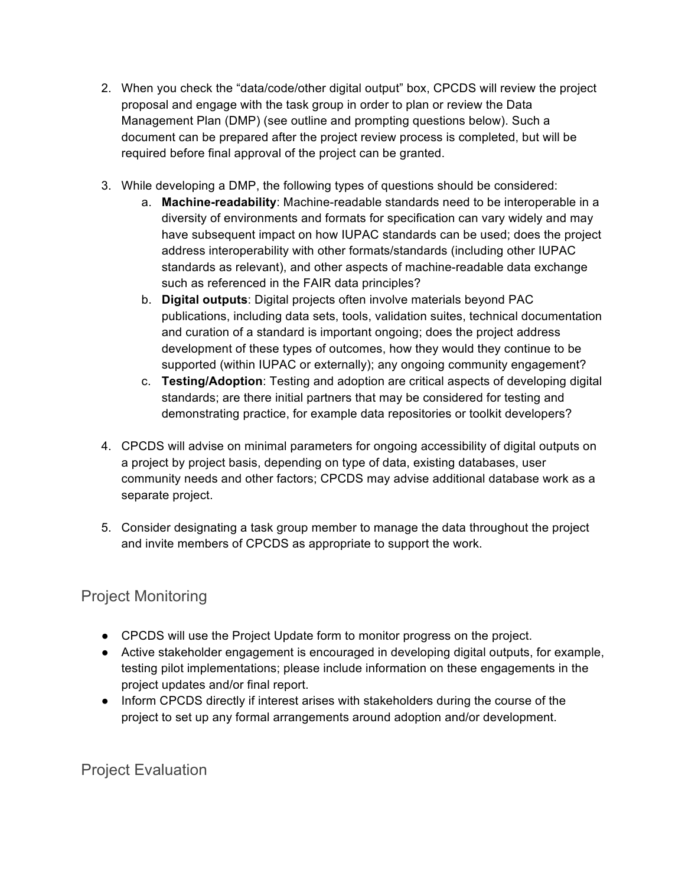2. When you check the "data/code/other digital output" box, CPCDS will review the project proposal and engage with the task group in order to plan or review the Data Management Plan (DMP) (see outline and prompting questions below). Such a document can be prepared after the project review process is completed, but will be required before final approval of the project can be granted.

3. While developing a DMP, the following types of questions should be considered:
   a. **Machine-readability**: Machine-readable standards need to be interoperable in a diversity of environments and formats for specification can vary widely and may have subsequent impact on how IUPAC standards can be used; does the project address interoperability with other formats/standards (including other IUPAC standards as relevant), and other aspects of machine-readable data exchange such as referenced in the FAIR data principles?
   b. **Digital outputs**: Digital projects often involve materials beyond PAC publications, including data sets, tools, validation suites, technical documentation and curation of a standard is important ongoing; does the project address development of these types of outcomes, how they would they continue to be supported (within IUPAC or externally); any ongoing community engagement?
   c. **Testing/Adoption**: Testing and adoption are critical aspects of developing digital standards; are there initial partners that may be considered for testing and demonstrating practice, for example data repositories or toolkit developers?

4. CPCDS will advise on minimal parameters for ongoing accessibility of digital outputs on a project by project basis, depending on type of data, existing databases, user community needs and other factors; CPCDS may advise additional database work as a separate project.

5. Consider designating a task group member to manage the data throughout the project and invite members of CPCDS as appropriate to support the work.

## Project Monitoring

- CPCDS will use the Project Update form to monitor progress on the project.
- Active stakeholder engagement is encouraged in developing digital outputs, for example, testing pilot implementations; please include information on these engagements in the project updates and/or final report.
- Inform CPCDS directly if interest arises with stakeholders during the course of the project to set up any formal arrangements around adoption and/or development.

## Project Evaluation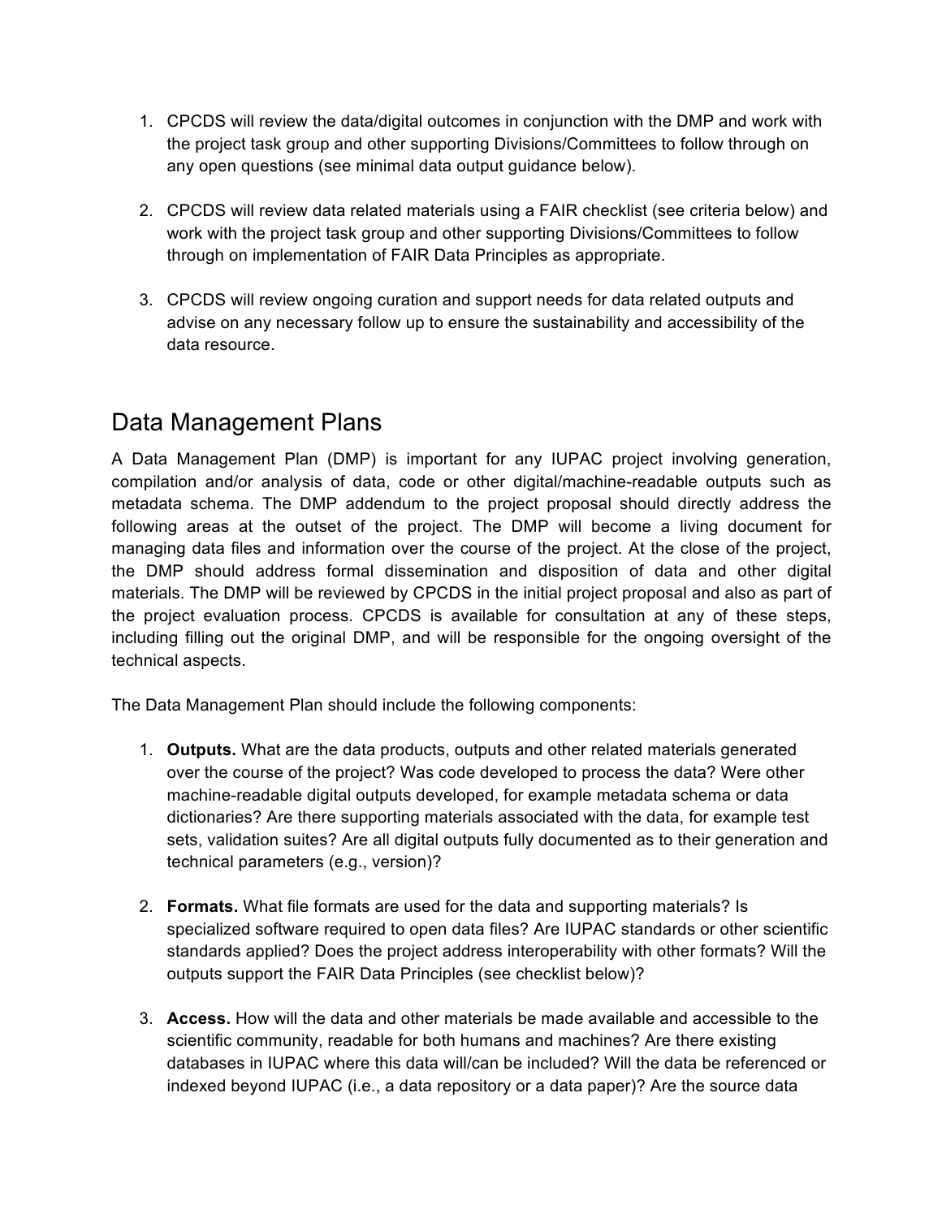1. CPCDS will review the data/digital outcomes in conjunction with the DMP and work with the project task group and other supporting Divisions/Committees to follow through on any open questions (see minimal data output guidance below).

2. CPCDS will review data related materials using a FAIR checklist (see criteria below) and work with the project task group and other supporting Divisions/Committees to follow through on implementation of FAIR Data Principles as appropriate.

3. CPCDS will review ongoing curation and support needs for data related outputs and advise on any necessary follow up to ensure the sustainability and accessibility of the data resource.

## Data Management Plans

A Data Management Plan (DMP) is important for any IUPAC project involving generation, compilation and/or analysis of data, code or other digital/machine-readable outputs such as metadata schema. The DMP addendum to the project proposal should directly address the following areas at the outset of the project. The DMP will become a living document for managing data files and information over the course of the project. At the close of the project, the DMP should address formal dissemination and disposition of data and other digital materials. The DMP will be reviewed by CPCDS in the initial project proposal and also as part of the project evaluation process. CPCDS is available for consultation at any of these steps, including filling out the original DMP, and will be responsible for the ongoing oversight of the technical aspects.

The Data Management Plan should include the following components:

1. **Outputs.** What are the data products, outputs and other related materials generated over the course of the project? Was code developed to process the data? Were other machine-readable digital outputs developed, for example metadata schema or data dictionaries? Are there supporting materials associated with the data, for example test sets, validation suites? Are all digital outputs fully documented as to their generation and technical parameters (e.g., version)?

2. **Formats.** What file formats are used for the data and supporting materials? Is specialized software required to open data files? Are IUPAC standards or other scientific standards applied? Does the project address interoperability with other formats? Will the outputs support the FAIR Data Principles (see checklist below)?

3. **Access.** How will the data and other materials be made available and accessible to the scientific community, readable for both humans and machines? Are there existing databases in IUPAC where this data will/can be included? Will the data be referenced or indexed beyond IUPAC (i.e., a data repository or a data paper)? Are the source data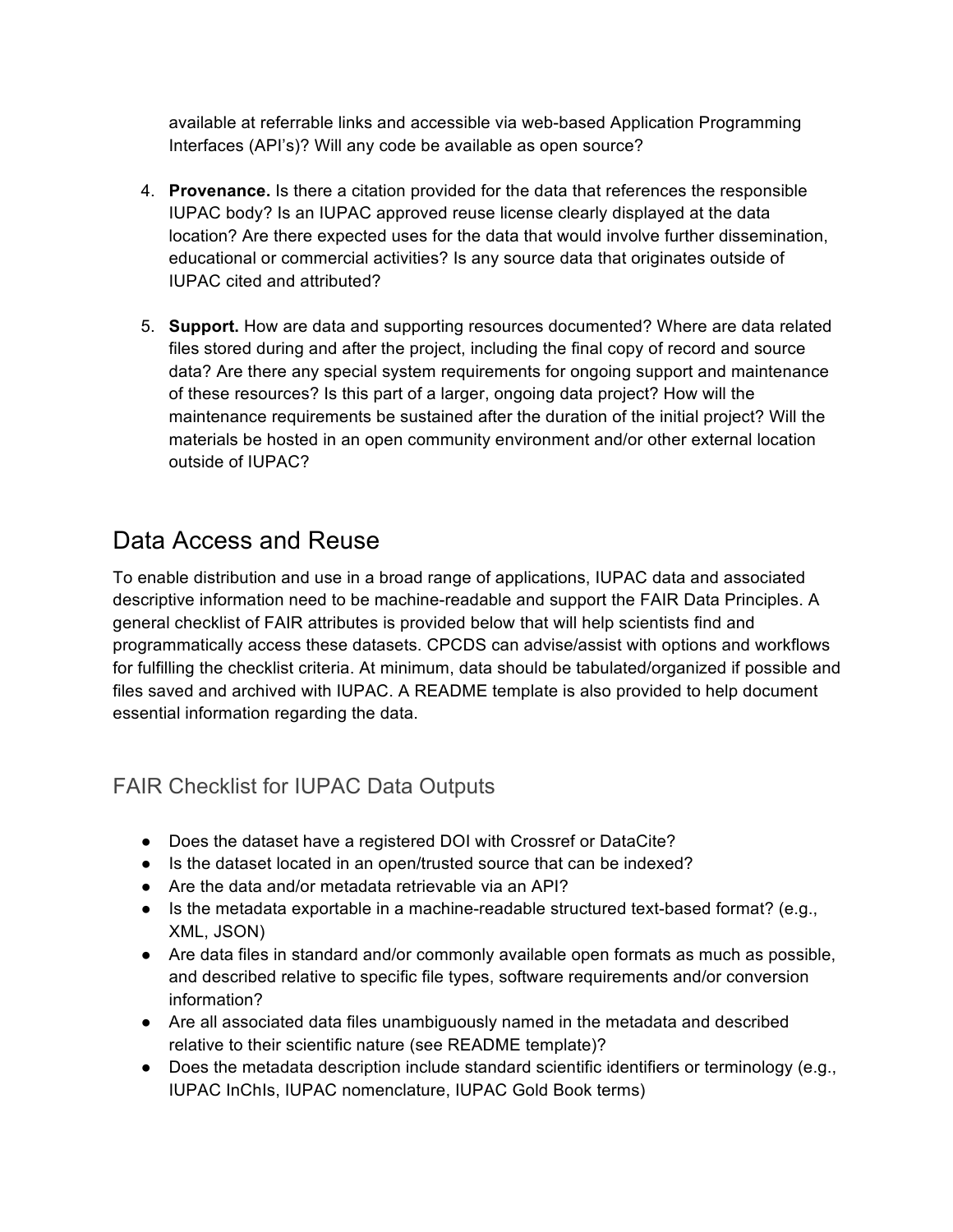available at referrable links and accessible via web-based Application Programming Interfaces (API's)? Will any code be available as open source?

4. **Provenance.** Is there a citation provided for the data that references the responsible IUPAC body? Is an IUPAC approved reuse license clearly displayed at the data location? Are there expected uses for the data that would involve further dissemination, educational or commercial activities? Is any source data that originates outside of IUPAC cited and attributed?

5. **Support.** How are data and supporting resources documented? Where are data related files stored during and after the project, including the final copy of record and source data? Are there any special system requirements for ongoing support and maintenance of these resources? Is this part of a larger, ongoing data project? How will the maintenance requirements be sustained after the duration of the initial project? Will the materials be hosted in an open community environment and/or other external location outside of IUPAC?

## Data Access and Reuse

To enable distribution and use in a broad range of applications, IUPAC data and associated descriptive information need to be machine-readable and support the FAIR Data Principles. A general checklist of FAIR attributes is provided below that will help scientists find and programmatically access these datasets. CPCDS can advise/assist with options and workflows for fulfilling the checklist criteria. At minimum, data should be tabulated/organized if possible and files saved and archived with IUPAC. A README template is also provided to help document essential information regarding the data.

### FAIR Checklist for IUPAC Data Outputs

- Does the dataset have a registered DOI with Crossref or DataCite?
- Is the dataset located in an open/trusted source that can be indexed?
- Are the data and/or metadata retrievable via an API?
- Is the metadata exportable in a machine-readable structured text-based format? (e.g., XML, JSON)
- Are data files in standard and/or commonly available open formats as much as possible, and described relative to specific file types, software requirements and/or conversion information?
- Are all associated data files unambiguously named in the metadata and described relative to their scientific nature (see README template)?
- Does the metadata description include standard scientific identifiers or terminology (e.g., IUPAC InChIs, IUPAC nomenclature, IUPAC Gold Book terms)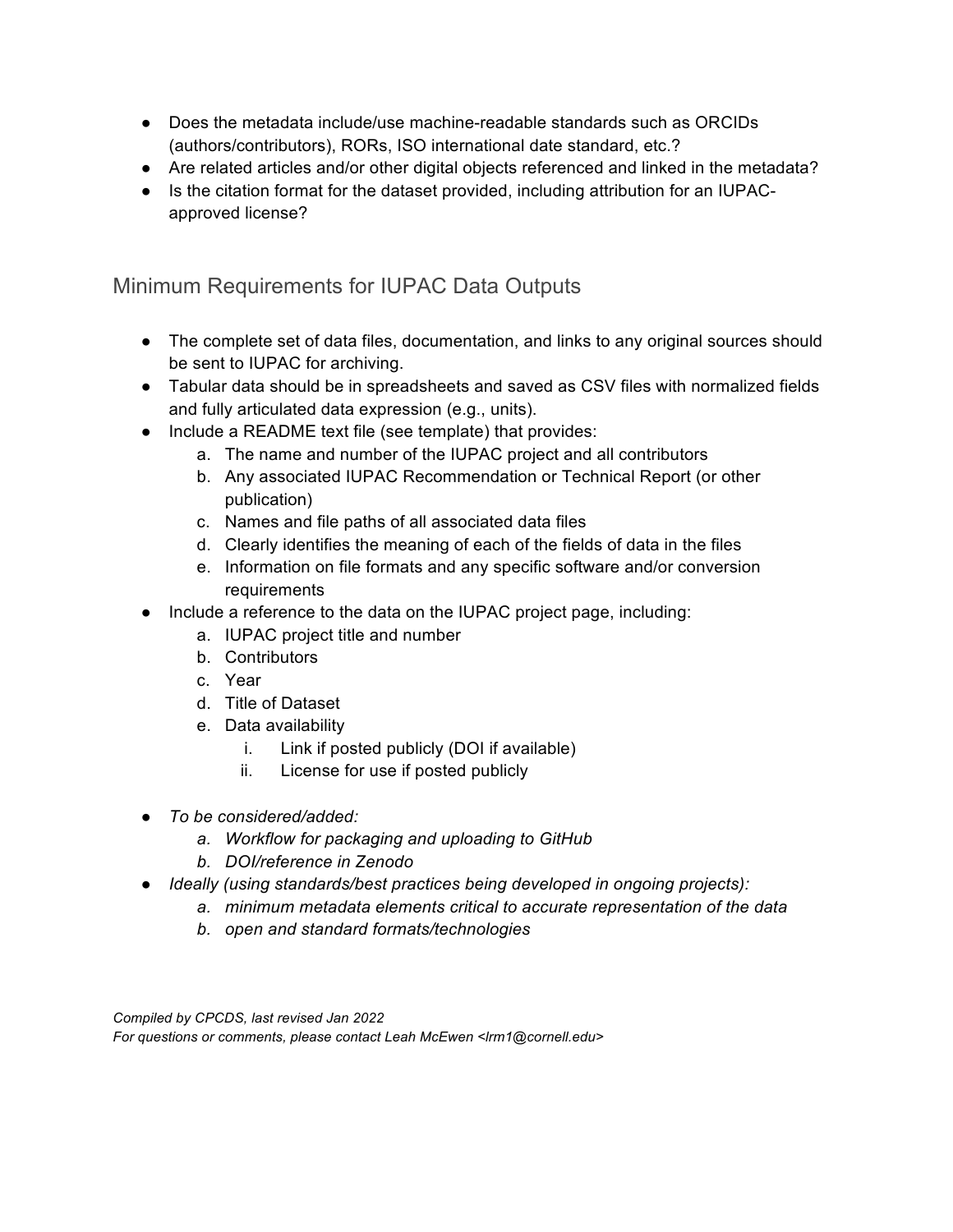- Does the metadata include/use machine-readable standards such as ORCIDs (authors/contributors), RORs, ISO international date standard, etc.?
- Are related articles and/or other digital objects referenced and linked in the metadata?
- Is the citation format for the dataset provided, including attribution for an IUPAC-approved license?

## Minimum Requirements for IUPAC Data Outputs

- The complete set of data files, documentation, and links to any original sources should be sent to IUPAC for archiving.
- Tabular data should be in spreadsheets and saved as CSV files with normalized fields and fully articulated data expression (e.g., units).
- Include a README text file (see template) that provides:
    a. The name and number of the IUPAC project and all contributors
    b. Any associated IUPAC Recommendation or Technical Report (or other publication)
    c. Names and file paths of all associated data files
    d. Clearly identifies the meaning of each of the fields of data in the files
    e. Information on file formats and any specific software and/or conversion requirements
- Include a reference to the data on the IUPAC project page, including:
    a. IUPAC project title and number
    b. Contributors
    c. Year
    d. Title of Dataset
    e. Data availability
        i. Link if posted publicly (DOI if available)
        ii. License for use if posted publicly

- *To be considered/added:*
    *a. Workflow for packaging and uploading to GitHub*
    *b. DOI/reference in Zenodo*
- *Ideally (using standards/best practices being developed in ongoing projects):*
    *a. minimum metadata elements critical to accurate representation of the data*
    *b. open and standard formats/technologies*

*Compiled by CPCDS, last revised Jan 2022*
*For questions or comments, please contact Leah McEwen <lrm1@cornell.edu>*